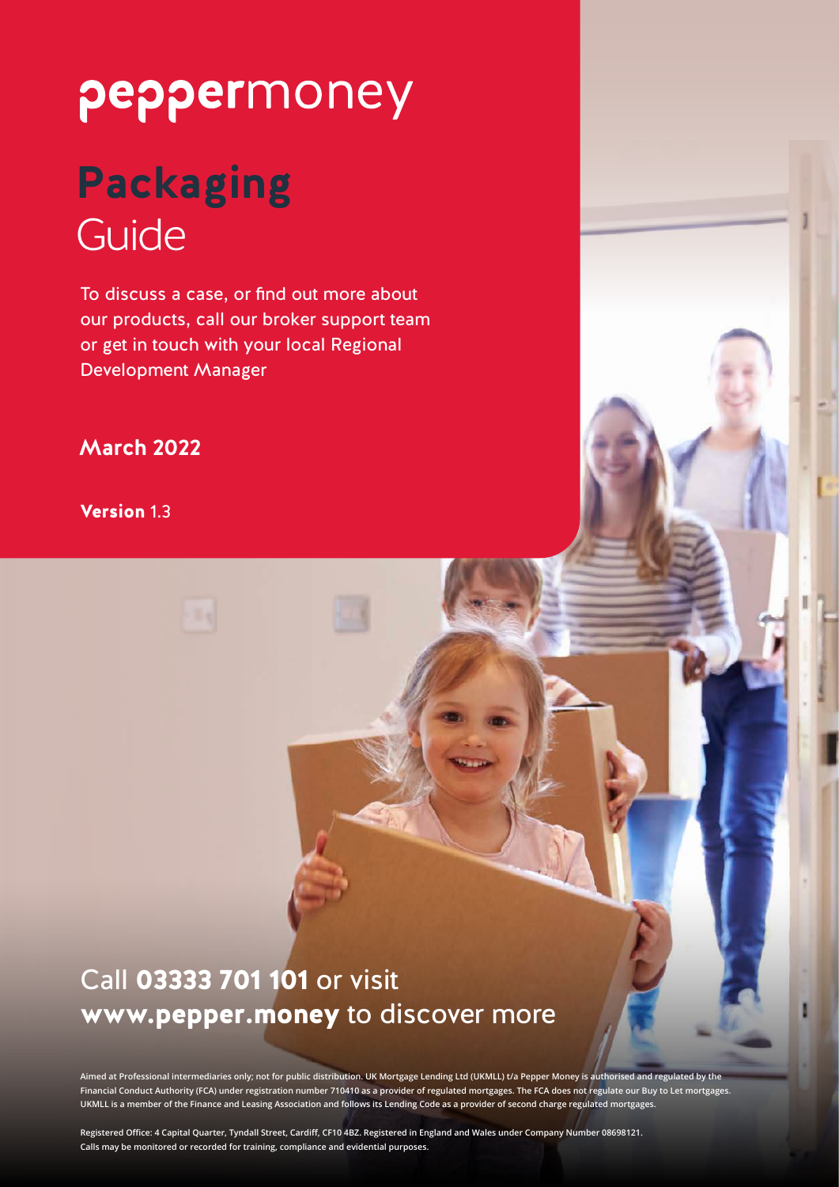peppermoney

# Packaging Guide

To discuss a case, or find out more about our products, call our broker support team or get in touch with your local Regional Development Manager

**March 2022**

**Version** 1.3

Call **03333 701 101** or visit **www.pepper.money** to discover more

**Aimed at Professional intermediaries only; not for public distribution. UK Mortgage Lending Ltd (UKMLL) t/a Pepper Money is authorised and regulated by the Financial Conduct Authority (FCA) under registration number 710410 as a provider of regulated mortgages. The FCA does not regulate our Buy to Let mortgages. UKMLL is a member of the Finance and Leasing Association and follows its Lending Code as a provider of second charge regulated mortgages.**

**Registered Office: 4 Capital Quarter, Tyndall Street, Cardiff, CF10 4BZ. Registered in England and Wales under Company Number 08698121. Calls may be monitored or recorded for training, compliance and evidential purposes.**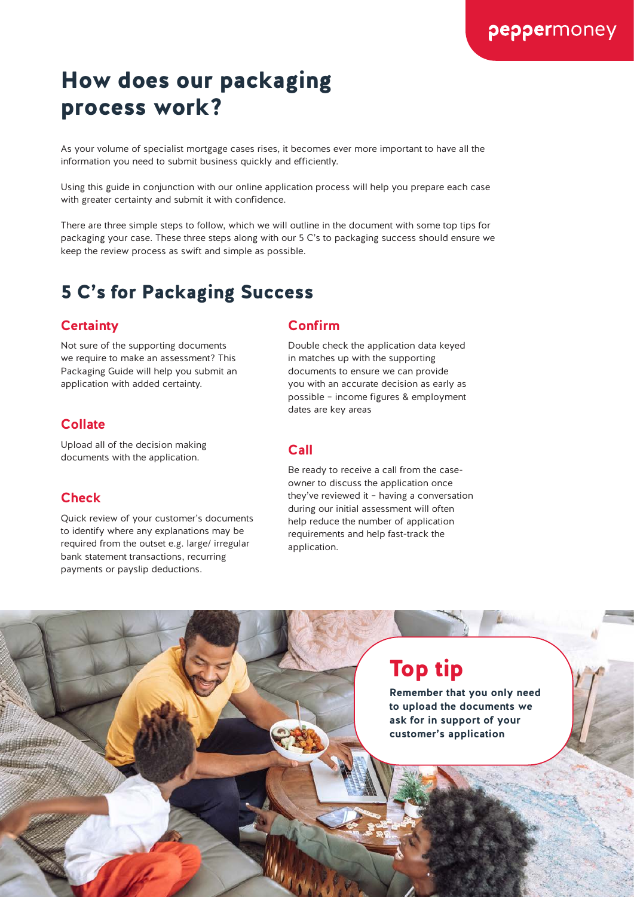# How does our packaging process work?

As your volume of specialist mortgage cases rises, it becomes ever more important to have all the information you need to submit business quickly and efficiently.

Using this guide in conjunction with our online application process will help you prepare each case with greater certainty and submit it with confidence.

There are three simple steps to follow, which we will outline in the document with some top tips for packaging your case. These three steps along with our 5 C's to packaging success should ensure we keep the review process as swift and simple as possible.

## 5 C's for Packaging Success

### Certainty

Not sure of the supporting documents we require to make an assessment? This Packaging Guide will help you submit an application with added certainty.

### Collate

Upload all of the decision making documents with the application.

### Check

Quick review of your customer's documents to identify where any explanations may be required from the outset e.g. large/ irregular bank statement transactions, recurring payments or payslip deductions.

### Confirm

Double check the application data keyed in matches up with the supporting documents to ensure we can provide you with an accurate decision as early as possible – income figures & employment dates are key areas

### Call

Be ready to receive a call from the case-owner to discuss the application once they've reviewed it – having a conversation during our initial assessment will often help reduce the number of application requirements and help fast-track the application.

## Top tip

**Remember that you only need to upload the documents we ask for in support of your customer's application**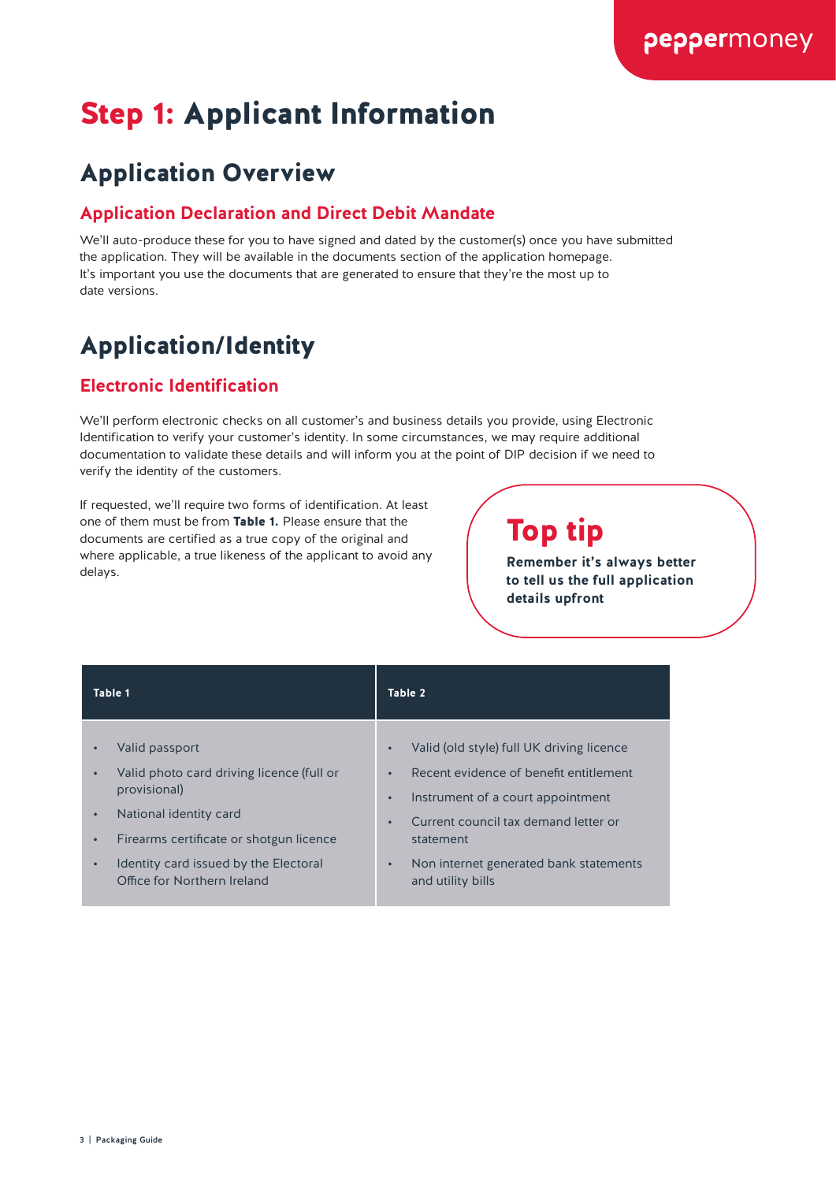# Step 1: Applicant Information

## Application Overview

### Application Declaration and Direct Debit Mandate

We'll auto-produce these for you to have signed and dated by the customer(s) once you have submitted the application. They will be available in the documents section of the application homepage. It's important you use the documents that are generated to ensure that they're the most up to date versions.

## Application/Identity

### Electronic Identification

We'll perform electronic checks on all customer's and business details you provide, using Electronic Identification to verify your customer's identity. In some circumstances, we may require additional documentation to validate these details and will inform you at the point of DIP decision if we need to verify the identity of the customers.

If requested, we'll require two forms of identification. At least one of them must be from **Table 1.** Please ensure that the documents are certified as a true copy of the original and where applicable, a true likeness of the applicant to avoid any delays.

**Top tip**

**Remember it's always better to tell us the full application details upfront**

| Table 1 | Table 2 |
|---|---|
| • Valid passport<br>• Valid photo card driving licence (full or provisional)<br>• National identity card<br>• Firearms certificate or shotgun licence<br>• Identity card issued by the Electoral Office for Northern Ireland | • Valid (old style) full UK driving licence<br>• Recent evidence of benefit entitlement<br>• Instrument of a court appointment<br>• Current council tax demand letter or statement<br>• Non internet generated bank statements and utility bills |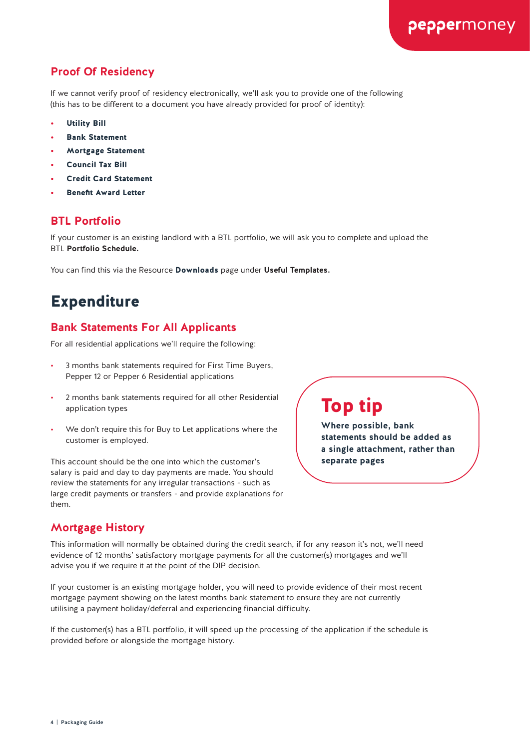## Proof Of Residency

If we cannot verify proof of residency electronically, we'll ask you to provide one of the following (this has to be different to a document you have already provided for proof of identity):

- **Utility Bill**
- **Bank Statement**
- **Mortgage Statement**
- **Council Tax Bill**
- **Credit Card Statement**
- **Benefit Award Letter**

## BTL Portfolio

If your customer is an existing landlord with a BTL portfolio, we will ask you to complete and upload the BTL **Portfolio Schedule.**

You can find this via the Resource **Downloads** page under **Useful Templates.**

# Expenditure

## Bank Statements For All Applicants

For all residential applications we'll require the following:

- 3 months bank statements required for First Time Buyers, Pepper 12 or Pepper 6 Residential applications
- 2 months bank statements required for all other Residential application types
- We don't require this for Buy to Let applications where the customer is employed.

This account should be the one into which the customer's salary is paid and day to day payments are made. You should review the statements for any irregular transactions - such as large credit payments or transfers - and provide explanations for them.

### Top tip

**Where possible, bank statements should be added as a single attachment, rather than separate pages**

## Mortgage History

This information will normally be obtained during the credit search, if for any reason it's not, we'll need evidence of 12 months' satisfactory mortgage payments for all the customer(s) mortgages and we'll advise you if we require it at the point of the DIP decision.

If your customer is an existing mortgage holder, you will need to provide evidence of their most recent mortgage payment showing on the latest months bank statement to ensure they are not currently utilising a payment holiday/deferral and experiencing financial difficulty.

If the customer(s) has a BTL portfolio, it will speed up the processing of the application if the schedule is provided before or alongside the mortgage history.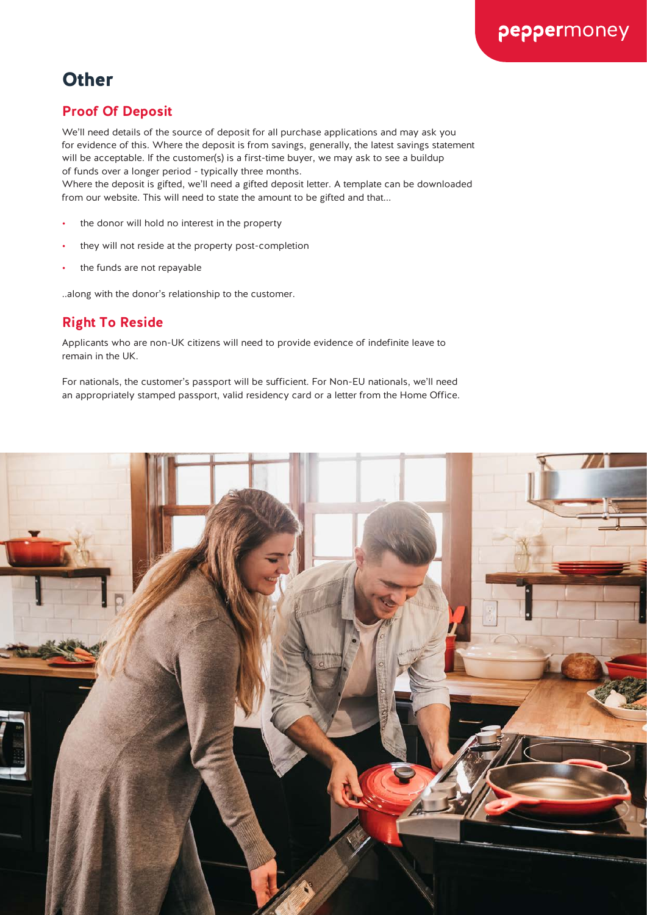# Other

## Proof Of Deposit

We'll need details of the source of deposit for all purchase applications and may ask you for evidence of this. Where the deposit is from savings, generally, the latest savings statement will be acceptable. If the customer(s) is a first-time buyer, we may ask to see a buildup of funds over a longer period - typically three months.
Where the deposit is gifted, we'll need a gifted deposit letter. A template can be downloaded from our website. This will need to state the amount to be gifted and that...

- the donor will hold no interest in the property
- they will not reside at the property post-completion
- the funds are not repayable

..along with the donor's relationship to the customer.

## Right To Reside

Applicants who are non-UK citizens will need to provide evidence of indefinite leave to remain in the UK.

For nationals, the customer's passport will be sufficient. For Non-EU nationals, we'll need an appropriately stamped passport, valid residency card or a letter from the Home Office.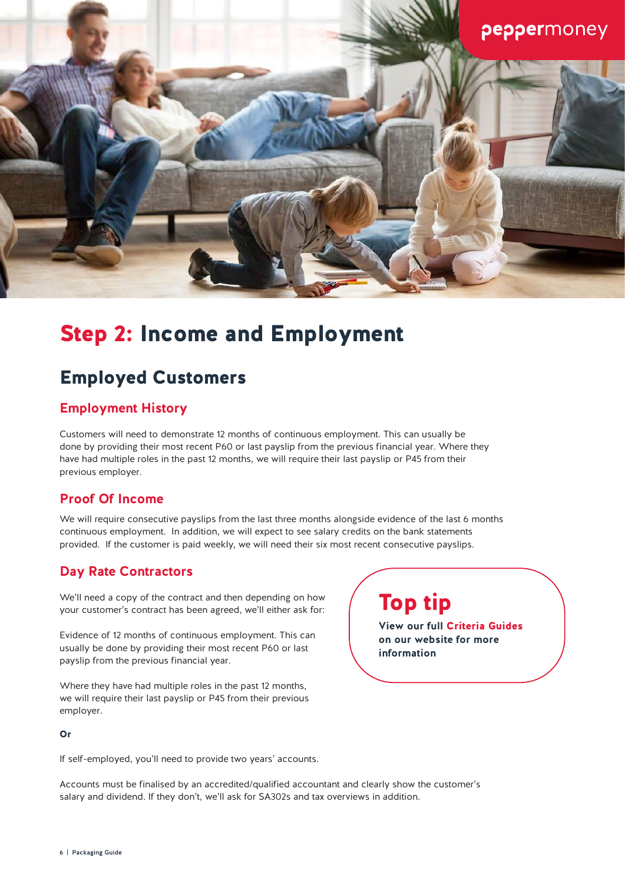# Step 2: Income and Employment

## Employed Customers

### Employment History

Customers will need to demonstrate 12 months of continuous employment. This can usually be done by providing their most recent P60 or last payslip from the previous financial year. Where they have had multiple roles in the past 12 months, we will require their last payslip or P45 from their previous employer.

### Proof Of Income

We will require consecutive payslips from the last three months alongside evidence of the last 6 months continuous employment. In addition, we will expect to see salary credits on the bank statements provided. If the customer is paid weekly, we will need their six most recent consecutive payslips.

### Day Rate Contractors

We'll need a copy of the contract and then depending on how your customer's contract has been agreed, we'll either ask for:

Evidence of 12 months of continuous employment. This can usually be done by providing their most recent P60 or last payslip from the previous financial year.

Where they have had multiple roles in the past 12 months, we will require their last payslip or P45 from their previous employer.

**Or**

If self-employed, you'll need to provide two years' accounts.

Accounts must be finalised by an accredited/qualified accountant and clearly show the customer's salary and dividend. If they don't, we'll ask for SA302s and tax overviews in addition.

**Top tip**

**View our full Criteria Guides on our website for more information**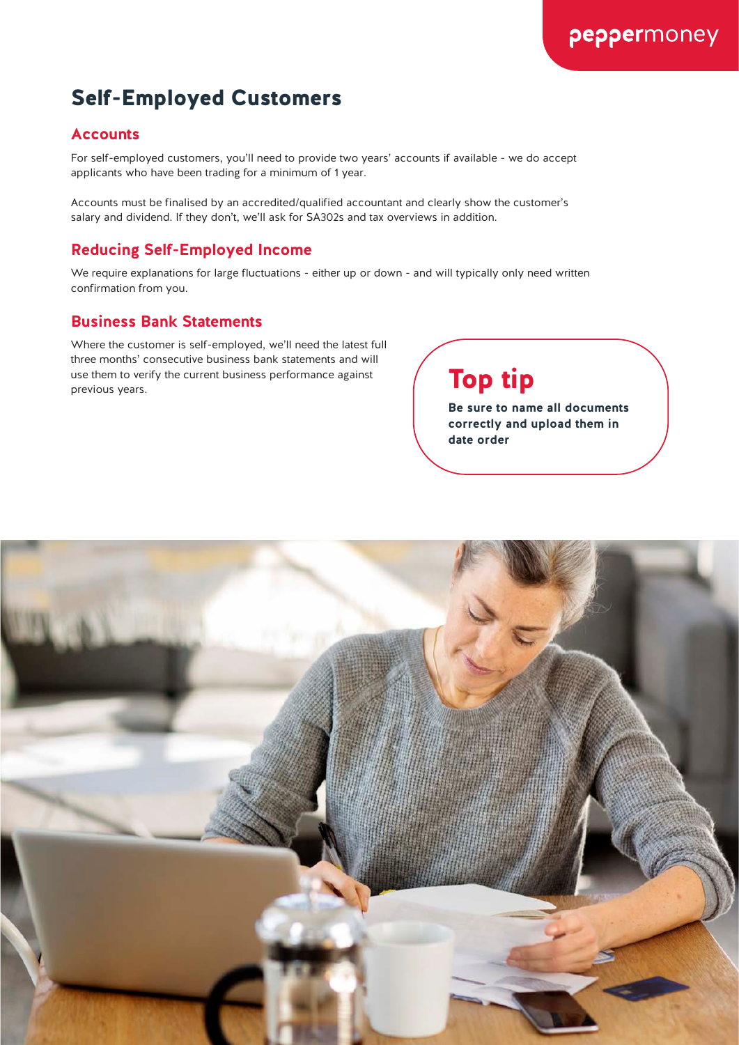# Self-Employed Customers

## Accounts

For self-employed customers, you'll need to provide two years' accounts if available - we do accept applicants who have been trading for a minimum of 1 year.

Accounts must be finalised by an accredited/qualified accountant and clearly show the customer's salary and dividend. If they don't, we'll ask for SA302s and tax overviews in addition.

## Reducing Self-Employed Income

We require explanations for large fluctuations - either up or down - and will typically only need written confirmation from you.

## Business Bank Statements

Where the customer is self-employed, we'll need the latest full three months' consecutive business bank statements and will use them to verify the current business performance against previous years.

### Top tip

**Be sure to name all documents correctly and upload them in date order**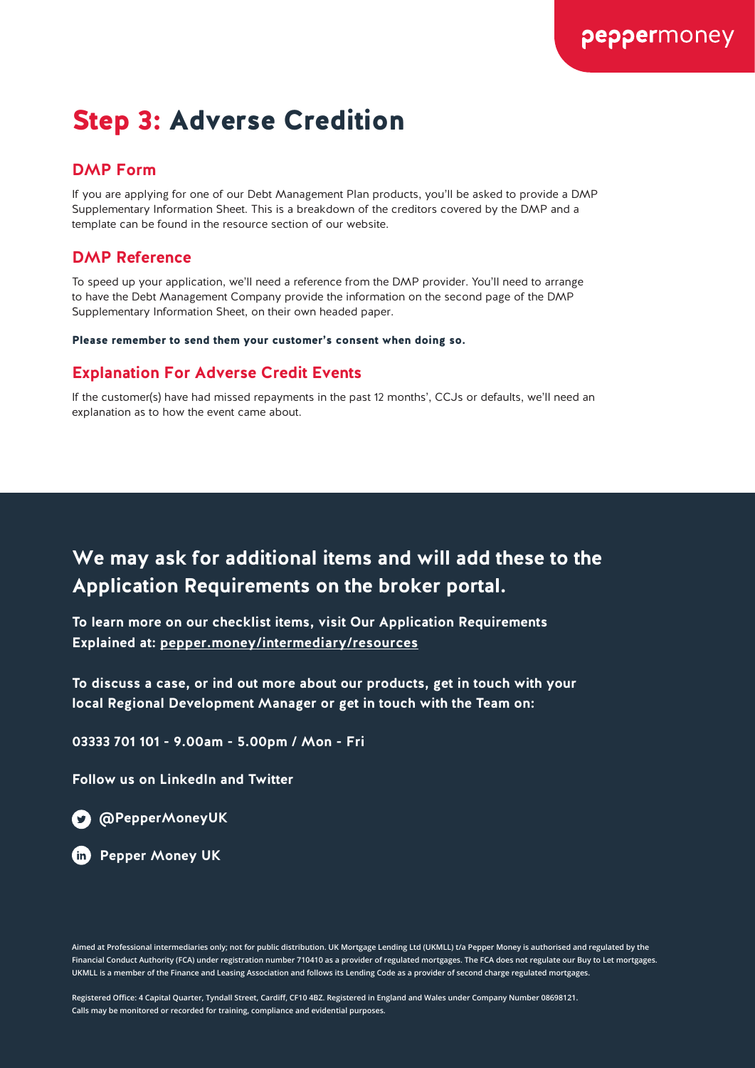# Step 3: Adverse Credition

## DMP Form

If you are applying for one of our Debt Management Plan products, you'll be asked to provide a DMP Supplementary Information Sheet. This is a breakdown of the creditors covered by the DMP and a template can be found in the resource section of our website.

## DMP Reference

To speed up your application, we'll need a reference from the DMP provider. You'll need to arrange to have the Debt Management Company provide the information on the second page of the DMP Supplementary Information Sheet, on their own headed paper.

**Please remember to send them your customer's consent when doing so.**

## Explanation For Adverse Credit Events

If the customer(s) have had missed repayments in the past 12 months', CCJs or defaults, we'll need an explanation as to how the event came about.

## We may ask for additional items and will add these to the Application Requirements on the broker portal.

**To learn more on our checklist items, visit Our Application Requirements Explained at: pepper.money/intermediary/resources**

**To discuss a case, or ind out more about our products, get in touch with your local Regional Development Manager or get in touch with the Team on:**

**03333 701 101 - 9.00am - 5.00pm / Mon - Fri**

**Follow us on LinkedIn and Twitter**

**@PepperMoneyUK**

**Pepper Money UK**

Aimed at Professional intermediaries only; not for public distribution. UK Mortgage Lending Ltd (UKMLL) t/a Pepper Money is authorised and regulated by the Financial Conduct Authority (FCA) under registration number 710410 as a provider of regulated mortgages. The FCA does not regulate our Buy to Let mortgages. UKMLL is a member of the Finance and Leasing Association and follows its Lending Code as a provider of second charge regulated mortgages.

Registered Office: 4 Capital Quarter, Tyndall Street, Cardiff, CF10 4BZ. Registered in England and Wales under Company Number 08698121. Calls may be monitored or recorded for training, compliance and evidential purposes.